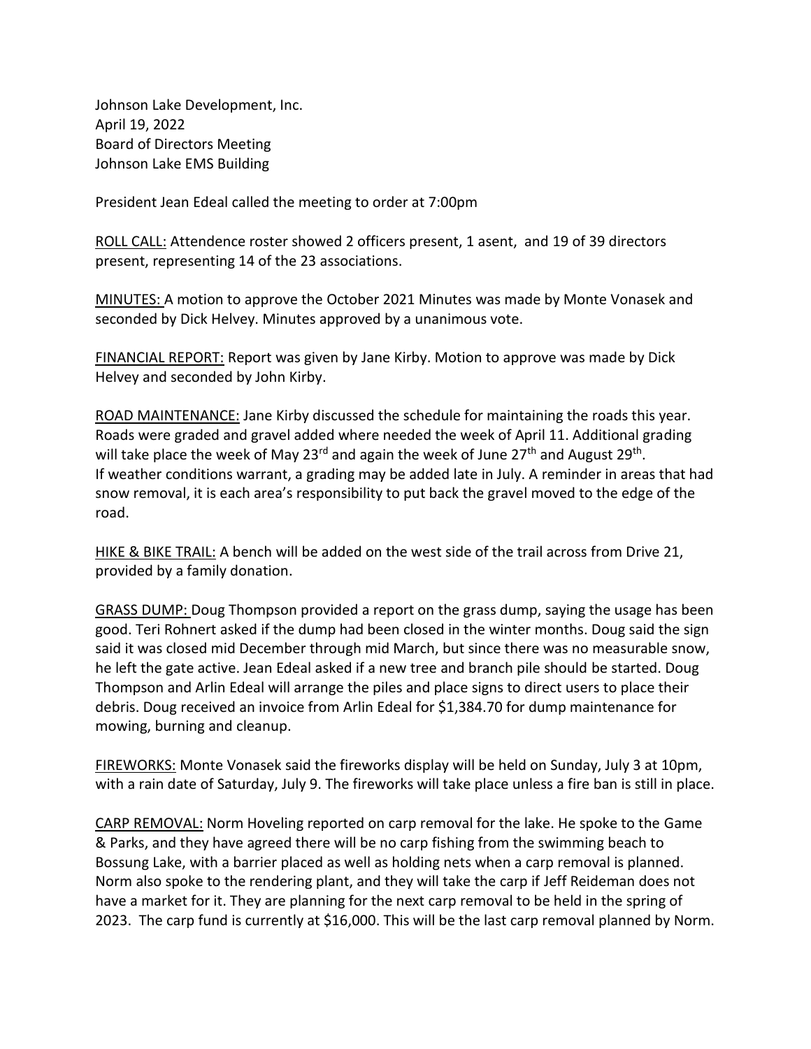Johnson Lake Development, Inc.
April 19, 2022
Board of Directors Meeting
Johnson Lake EMS Building

President Jean Edeal called the meeting to order at 7:00pm

ROLL CALL: Attendence roster showed 2 officers present, 1 asent, and 19 of 39 directors present, representing 14 of the 23 associations.

MINUTES: A motion to approve the October 2021 Minutes was made by Monte Vonasek and seconded by Dick Helvey. Minutes approved by a unanimous vote.

FINANCIAL REPORT: Report was given by Jane Kirby. Motion to approve was made by Dick Helvey and seconded by John Kirby.

ROAD MAINTENANCE: Jane Kirby discussed the schedule for maintaining the roads this year. Roads were graded and gravel added where needed the week of April 11. Additional grading will take place the week of May 23rd and again the week of June 27th and August 29th. If weather conditions warrant, a grading may be added late in July. A reminder in areas that had snow removal, it is each area's responsibility to put back the gravel moved to the edge of the road.

HIKE & BIKE TRAIL: A bench will be added on the west side of the trail across from Drive 21, provided by a family donation.

GRASS DUMP: Doug Thompson provided a report on the grass dump, saying the usage has been good. Teri Rohnert asked if the dump had been closed in the winter months. Doug said the sign said it was closed mid December through mid March, but since there was no measurable snow, he left the gate active. Jean Edeal asked if a new tree and branch pile should be started. Doug Thompson and Arlin Edeal will arrange the piles and place signs to direct users to place their debris. Doug received an invoice from Arlin Edeal for $1,384.70 for dump maintenance for mowing, burning and cleanup.

FIREWORKS: Monte Vonasek said the fireworks display will be held on Sunday, July 3 at 10pm, with a rain date of Saturday, July 9. The fireworks will take place unless a fire ban is still in place.

CARP REMOVAL: Norm Hoveling reported on carp removal for the lake. He spoke to the Game & Parks, and they have agreed there will be no carp fishing from the swimming beach to Bossung Lake, with a barrier placed as well as holding nets when a carp removal is planned. Norm also spoke to the rendering plant, and they will take the carp if Jeff Reideman does not have a market for it. They are planning for the next carp removal to be held in the spring of 2023. The carp fund is currently at $16,000. This will be the last carp removal planned by Norm.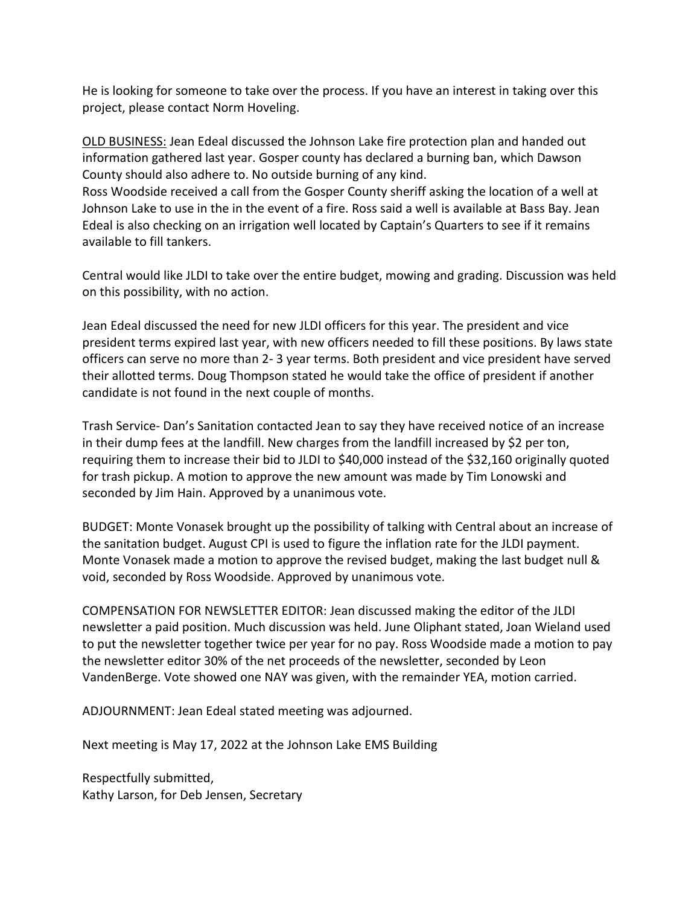He is looking for someone to take over the process. If you have an interest in taking over this project, please contact Norm Hoveling.

<u>OLD BUSINESS:</u> Jean Edeal discussed the Johnson Lake fire protection plan and handed out information gathered last year. Gosper county has declared a burning ban, which Dawson County should also adhere to. No outside burning of any kind.
Ross Woodside received a call from the Gosper County sheriff asking the location of a well at Johnson Lake to use in the in the event of a fire. Ross said a well is available at Bass Bay. Jean Edeal is also checking on an irrigation well located by Captain's Quarters to see if it remains available to fill tankers.

Central would like JLDI to take over the entire budget, mowing and grading. Discussion was held on this possibility, with no action.

Jean Edeal discussed the need for new JLDI officers for this year. The president and vice president terms expired last year, with new officers needed to fill these positions. By laws state officers can serve no more than 2- 3 year terms. Both president and vice president have served their allotted terms. Doug Thompson stated he would take the office of president if another candidate is not found in the next couple of months.

Trash Service- Dan's Sanitation contacted Jean to say they have received notice of an increase in their dump fees at the landfill. New charges from the landfill increased by $2 per ton, requiring them to increase their bid to JLDI to $40,000 instead of the $32,160 originally quoted for trash pickup. A motion to approve the new amount was made by Tim Lonowski and seconded by Jim Hain. Approved by a unanimous vote.

BUDGET: Monte Vonasek brought up the possibility of talking with Central about an increase of the sanitation budget. August CPI is used to figure the inflation rate for the JLDI payment. Monte Vonasek made a motion to approve the revised budget, making the last budget null & void, seconded by Ross Woodside. Approved by unanimous vote.

COMPENSATION FOR NEWSLETTER EDITOR: Jean discussed making the editor of the JLDI newsletter a paid position. Much discussion was held. June Oliphant stated, Joan Wieland used to put the newsletter together twice per year for no pay. Ross Woodside made a motion to pay the newsletter editor 30% of the net proceeds of the newsletter, seconded by Leon VandenBerge. Vote showed one NAY was given, with the remainder YEA, motion carried.

ADJOURNMENT: Jean Edeal stated meeting was adjourned.

Next meeting is May 17, 2022 at the Johnson Lake EMS Building

Respectfully submitted,
Kathy Larson, for Deb Jensen, Secretary